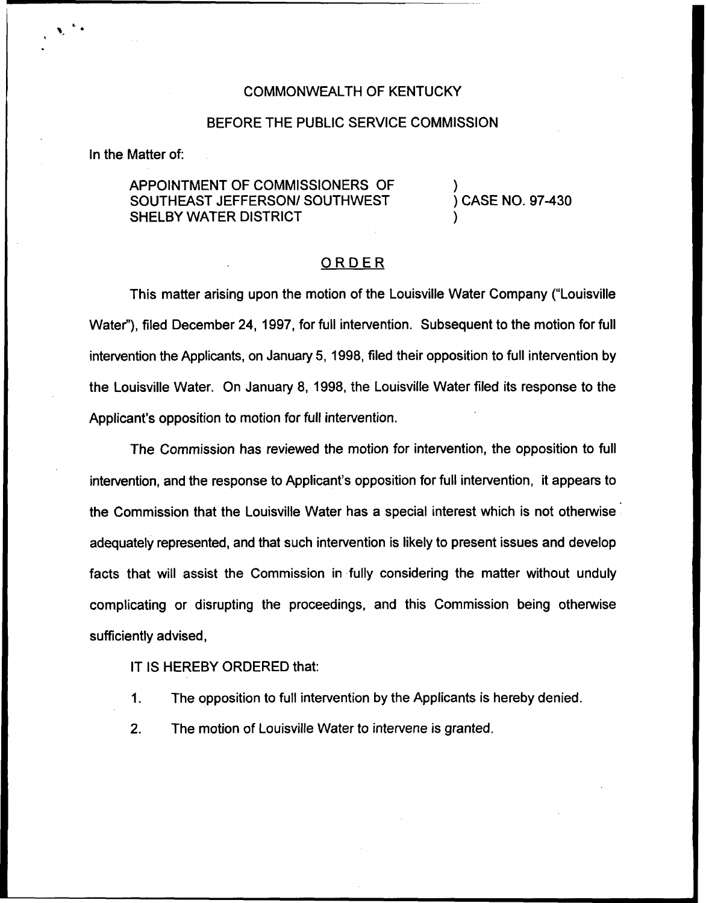COMMONWEALTH OF KENTUCKY

BEFORE THE PUBLIC SERVICE COMMISSION

In the Matter of:

APPOINTMENT OF COMMISSIONERS OF SOUTHEAST JEFFERSON/ SOUTHWEST SHELBY WATER DISTRICT ) CASE NO. 97-430

## ORDER

This matter arising upon the motion of the Louisville Water Company ("Louisville Water"), filed December 24, 1997, for full intervention. Subsequent to the motion for full intervention the Applicants, on January 5, 1998, filed their opposition to full intervention by the Louisville Water. On January 8, 1998, the Louisville Water filed its response to the Applicant's opposition to motion for full intervention.

The Commission has reviewed the motion for intervention, the opposition to full intervention, and the response to Applicant's opposition for full intervention, it appears to the Commission that the Louisville Water has a special interest which is not otherwise adequately represented, and that such intervention is likely to present issues and develop facts that will assist the Commission in fully considering the matter without unduly complicating or disrupting the proceedings, and this Commission being otherwise sufficiently advised,

IT IS HEREBY ORDERED that:

1. The opposition to full intervention by the Applicants is hereby denied.
2. The motion of Louisville Water to intervene is granted.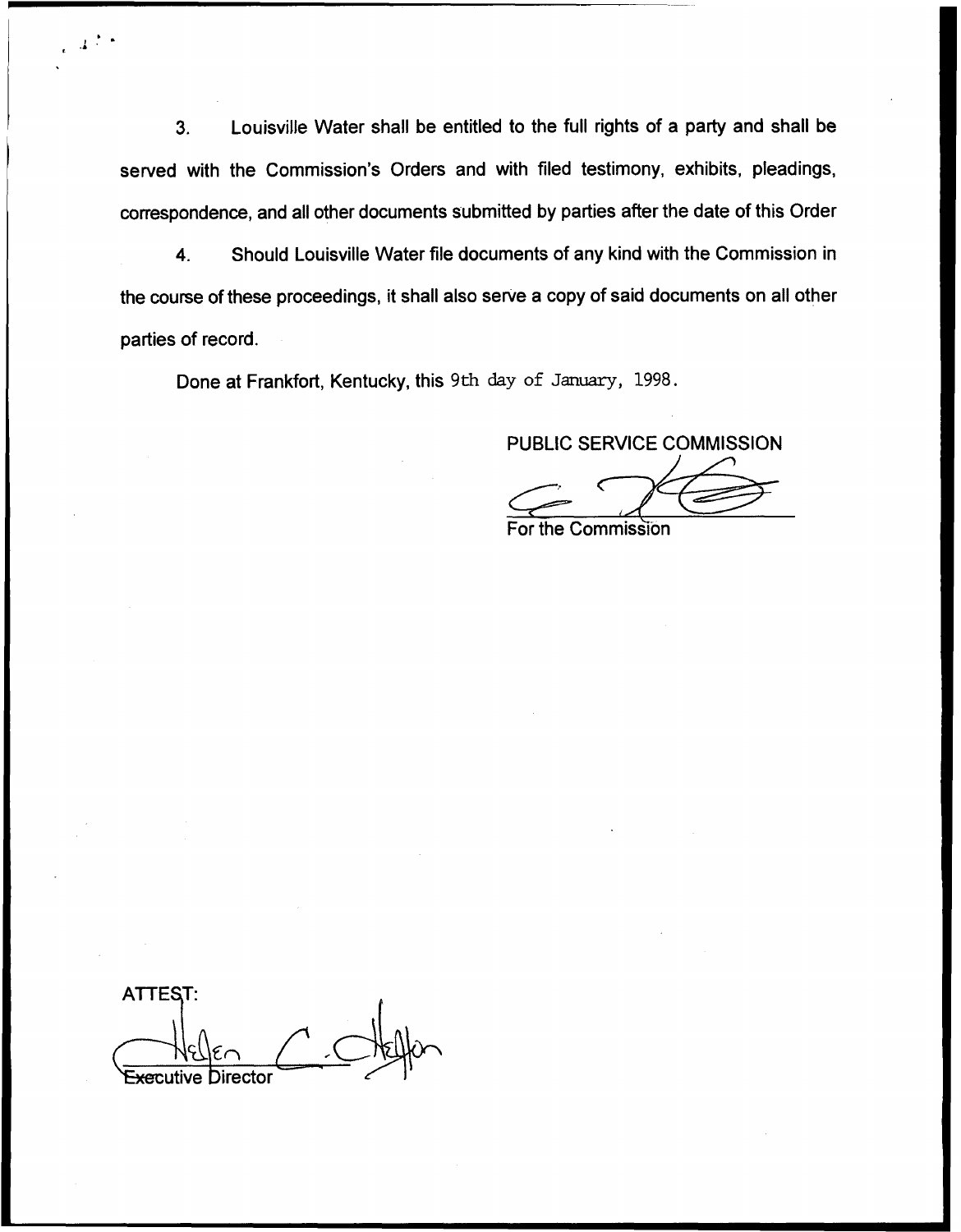3. Louisville Water shall be entitled to the full rights of a party and shall be served with the Commission's Orders and with filed testimony, exhibits, pleadings, correspondence, and all other documents submitted by parties after the date of this Order

4. Should Louisville Water file documents of any kind with the Commission in the course of these proceedings, it shall also serve a copy of said documents on all other parties of record.

Done at Frankfort, Kentucky, this 9th day of January, 1998.

PUBLIC SERVICE COMMISSION

For the Commission

ATTEST:

Executive Director